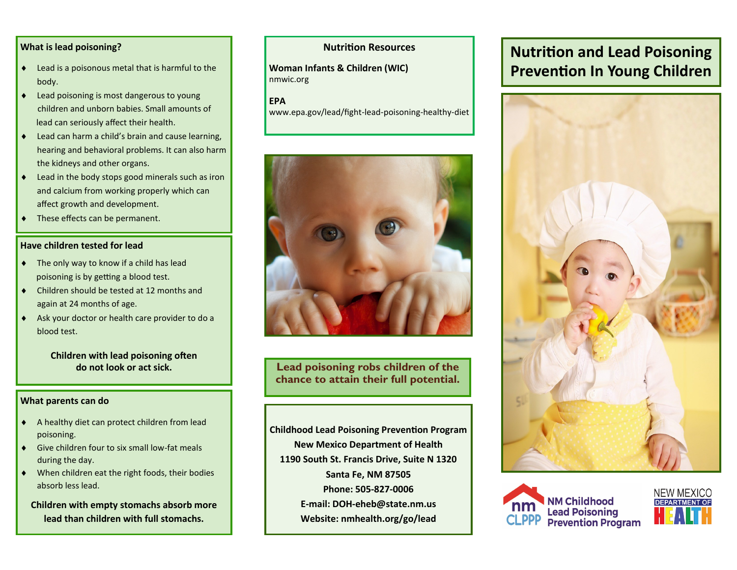# Nutrition and Lead Poisoning Prevention In Young Children

## What is lead poisoning?

- Lead is a poisonous metal that is harmful to the body.
- Lead poisoning is most dangerous to young children and unborn babies. Small amounts of lead can seriously affect their health.
- Lead can harm a child's brain and cause learning, hearing and behavioral problems. It can also harm the kidneys and other organs.
- Lead in the body stops good minerals such as iron and calcium from working properly which can affect growth and development.
- These effects can be permanent.

## Have children tested for lead

- The only way to know if a child has lead poisoning is by getting a blood test.
- Children should be tested at 12 months and again at 24 months of age.
- Ask your doctor or health care provider to do a blood test.

**Children with lead poisoning often do not look or act sick.**

## What parents can do

- A healthy diet can protect children from lead poisoning.
- Give children four to six small low-fat meals during the day.
- When children eat the right foods, their bodies absorb less lead.

**Children with empty stomachs absorb more lead than children with full stomachs.**

## Nutrition Resources

**Woman Infants & Children (WIC)**
nmwic.org

**EPA**
www.epa.gov/lead/fight-lead-poisoning-healthy-diet

**Lead poisoning robs children of the chance to attain their full potential.**

**Childhood Lead Poisoning Prevention Program**
**New Mexico Department of Health**
**1190 South St. Francis Drive, Suite N 1320**
**Santa Fe, NM 87505**
**Phone: 505-827-0006**
**E-mail: DOH-eheb@state.nm.us**
**Website: nmhealth.org/go/lead**

NM CLPPP — NM Childhood Lead Poisoning Prevention Program

NEW MEXICO DEPARTMENT OF HEALTH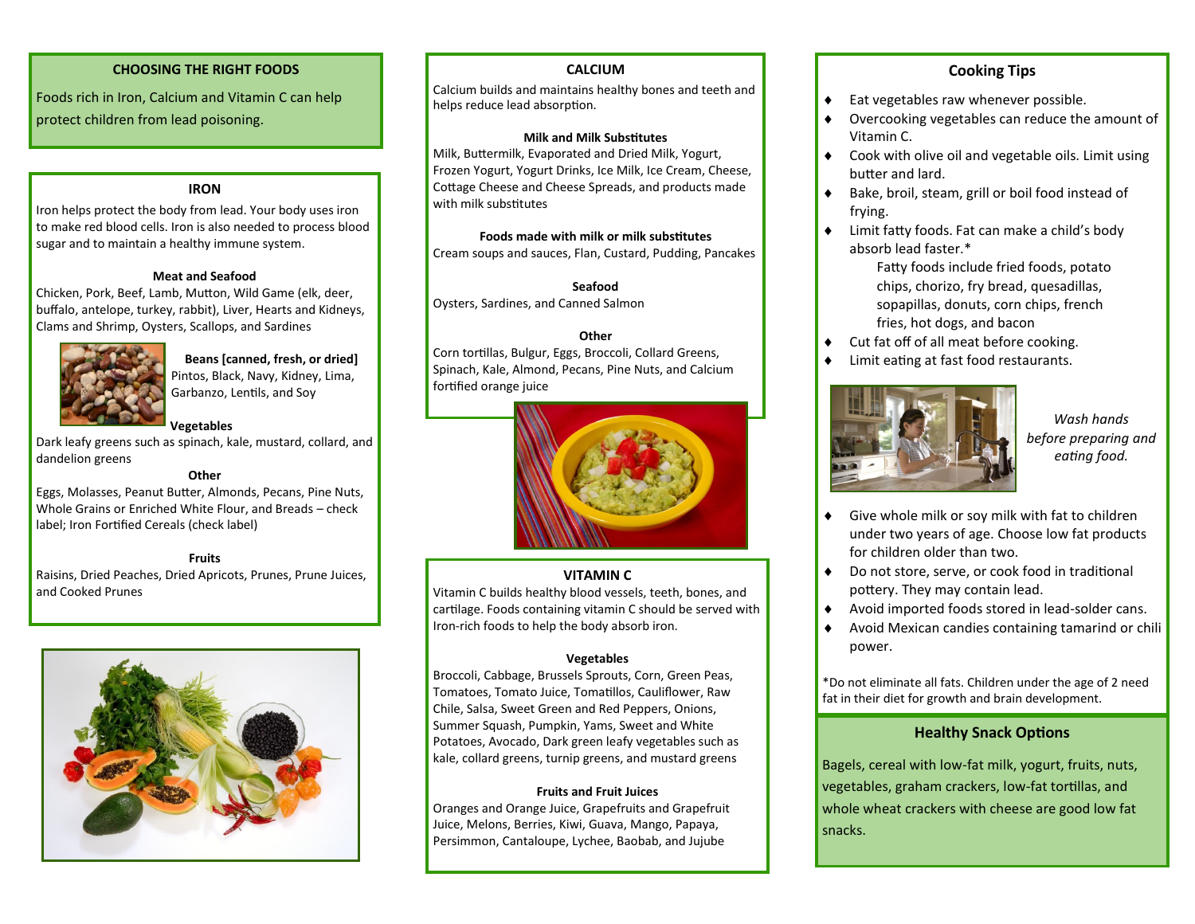## CHOOSING THE RIGHT FOODS

Foods rich in Iron, Calcium and Vitamin C can help protect children from lead poisoning.

## IRON

Iron helps protect the body from lead. Your body uses iron to make red blood cells. Iron is also needed to process blood sugar and to maintain a healthy immune system.

**Meat and Seafood**

Chicken, Pork, Beef, Lamb, Mutton, Wild Game (elk, deer, buffalo, antelope, turkey, rabbit), Liver, Hearts and Kidneys, Clams and Shrimp, Oysters, Scallops, and Sardines

**Beans [canned, fresh, or dried]**

Pintos, Black, Navy, Kidney, Lima, Garbanzo, Lentils, and Soy

**Vegetables**

Dark leafy greens such as spinach, kale, mustard, collard, and dandelion greens

**Other**

Eggs, Molasses, Peanut Butter, Almonds, Pecans, Pine Nuts, Whole Grains or Enriched White Flour, and Breads – check label; Iron Fortified Cereals (check label)

**Fruits**

Raisins, Dried Peaches, Dried Apricots, Prunes, Prune Juices, and Cooked Prunes

## CALCIUM

Calcium builds and maintains healthy bones and teeth and helps reduce lead absorption.

**Milk and Milk Substitutes**

Milk, Buttermilk, Evaporated and Dried Milk, Yogurt, Frozen Yogurt, Yogurt Drinks, Ice Milk, Ice Cream, Cheese, Cottage Cheese and Cheese Spreads, and products made with milk substitutes

**Foods made with milk or milk substitutes**

Cream soups and sauces, Flan, Custard, Pudding, Pancakes

**Seafood**

Oysters, Sardines, and Canned Salmon

**Other**

Corn tortillas, Bulgur, Eggs, Broccoli, Collard Greens, Spinach, Kale, Almond, Pecans, Pine Nuts, and Calcium fortified orange juice

## VITAMIN C

Vitamin C builds healthy blood vessels, teeth, bones, and cartilage. Foods containing vitamin C should be served with Iron-rich foods to help the body absorb iron.

**Vegetables**

Broccoli, Cabbage, Brussels Sprouts, Corn, Green Peas, Tomatoes, Tomato Juice, Tomatillos, Cauliflower, Raw Chile, Salsa, Sweet Green and Red Peppers, Onions, Summer Squash, Pumpkin, Yams, Sweet and White Potatoes, Avocado, Dark green leafy vegetables such as kale, collard greens, turnip greens, and mustard greens

**Fruits and Fruit Juices**

Oranges and Orange Juice, Grapefruits and Grapefruit Juice, Melons, Berries, Kiwi, Guava, Mango, Papaya, Persimmon, Cantaloupe, Lychee, Baobab, and Jujube

## Cooking Tips

- Eat vegetables raw whenever possible.
- Overcooking vegetables can reduce the amount of Vitamin C.
- Cook with olive oil and vegetable oils. Limit using butter and lard.
- Bake, broil, steam, grill or boil food instead of frying.
- Limit fatty foods. Fat can make a child's body absorb lead faster.*

  Fatty foods include fried foods, potato chips, chorizo, fry bread, quesadillas, sopapillas, donuts, corn chips, french fries, hot dogs, and bacon
- Cut fat off of all meat before cooking.
- Limit eating at fast food restaurants.

*Wash hands before preparing and eating food.*

- Give whole milk or soy milk with fat to children under two years of age. Choose low fat products for children older than two.
- Do not store, serve, or cook food in traditional pottery. They may contain lead.
- Avoid imported foods stored in lead-solder cans.
- Avoid Mexican candies containing tamarind or chili power.

*Do not eliminate all fats. Children under the age of 2 need fat in their diet for growth and brain development.

## Healthy Snack Options

Bagels, cereal with low-fat milk, yogurt, fruits, nuts, vegetables, graham crackers, low-fat tortillas, and whole wheat crackers with cheese are good low fat snacks.